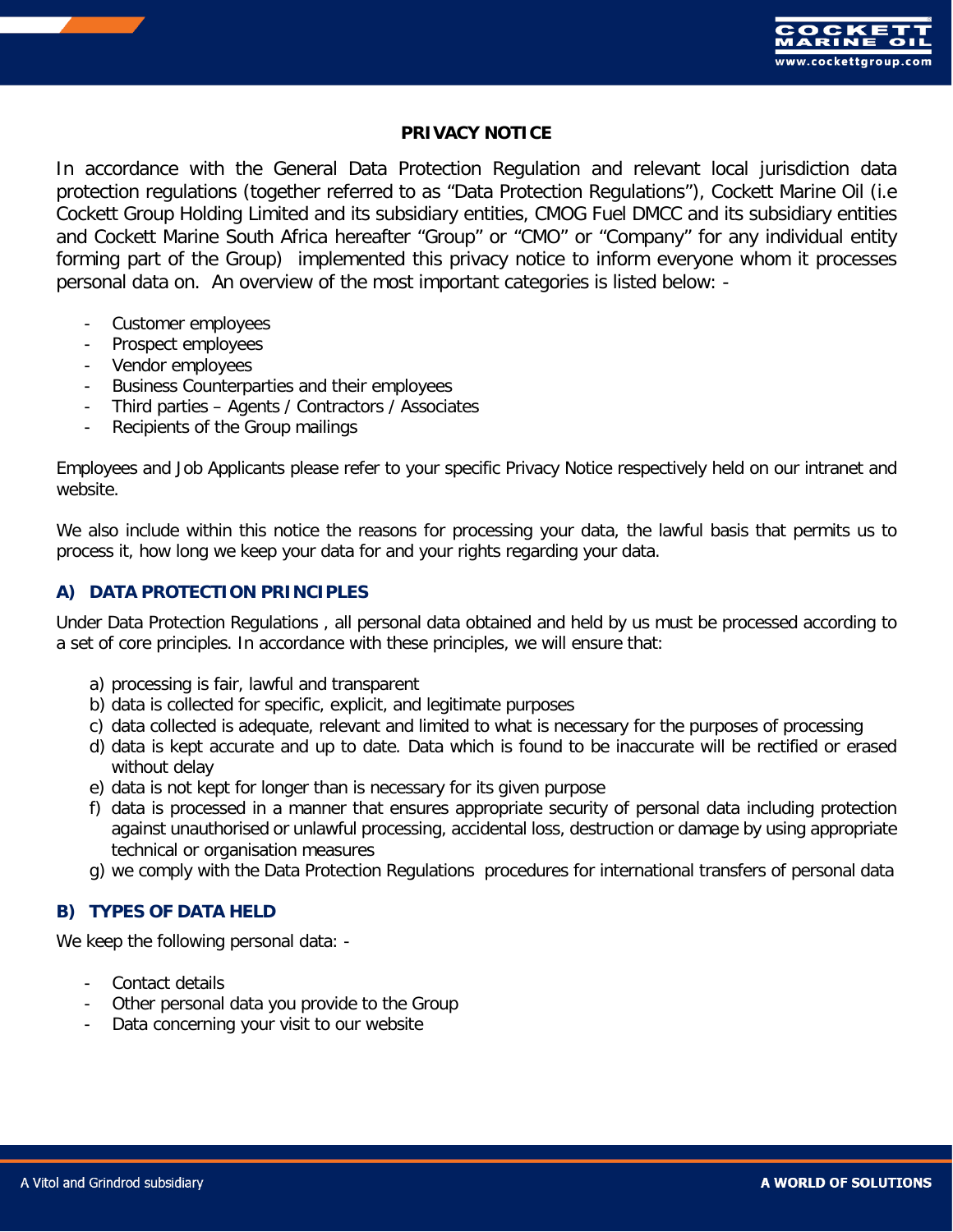# PRIVACY NOTICE

In accordance with the General Data Protection Regulation and relevant local jurisdiction data protection regulations (together referred to as "Data Protection Regulations"), Cockett Marine Oil (i.e Cockett Group Holding Limited and its subsidiary entities, CMOG Fuel DMCC and its subsidiary entities and Cockett Marine South Africa hereafter "Group" or "CMO" or "Company" for any individual entity forming part of the Group) implemented this privacy notice to inform everyone whom it processes personal data on. An overview of the most important categories is listed below: -

- Customer employees
- Prospect employees
- Vendor employees
- Business Counterparties and their employees
- Third parties – Agents / Contractors / Associates
- Recipients of the Group mailings

Employees and Job Applicants please refer to your specific Privacy Notice respectively held on our intranet and website.

We also include within this notice the reasons for processing your data, the lawful basis that permits us to process it, how long we keep your data for and your rights regarding your data.

## A) DATA PROTECTION PRINCIPLES

Under Data Protection Regulations , all personal data obtained and held by us must be processed according to a set of core principles. In accordance with these principles, we will ensure that:

a) processing is fair, lawful and transparent
b) data is collected for specific, explicit, and legitimate purposes
c) data collected is adequate, relevant and limited to what is necessary for the purposes of processing
d) data is kept accurate and up to date. Data which is found to be inaccurate will be rectified or erased without delay
e) data is not kept for longer than is necessary for its given purpose
f) data is processed in a manner that ensures appropriate security of personal data including protection against unauthorised or unlawful processing, accidental loss, destruction or damage by using appropriate technical or organisation measures
g) we comply with the Data Protection Regulations procedures for international transfers of personal data

## B) TYPES OF DATA HELD

We keep the following personal data: -

- Contact details
- Other personal data you provide to the Group
- Data concerning your visit to our website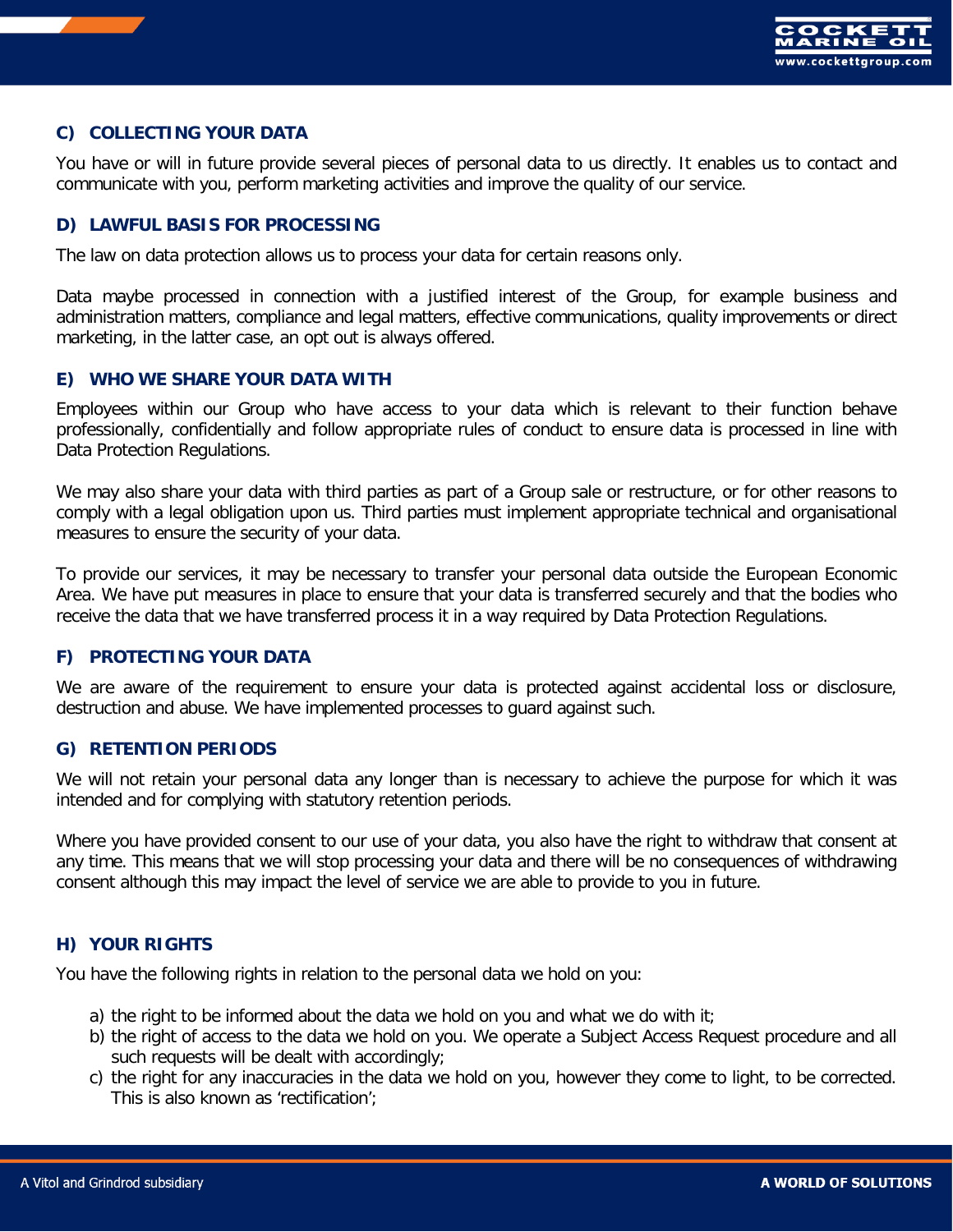## C) COLLECTING YOUR DATA

You have or will in future provide several pieces of personal data to us directly. It enables us to contact and communicate with you, perform marketing activities and improve the quality of our service.

## D) LAWFUL BASIS FOR PROCESSING

The law on data protection allows us to process your data for certain reasons only.

Data maybe processed in connection with a justified interest of the Group, for example business and administration matters, compliance and legal matters, effective communications, quality improvements or direct marketing, in the latter case, an opt out is always offered.

## E) WHO WE SHARE YOUR DATA WITH

Employees within our Group who have access to your data which is relevant to their function behave professionally, confidentially and follow appropriate rules of conduct to ensure data is processed in line with Data Protection Regulations.

We may also share your data with third parties as part of a Group sale or restructure, or for other reasons to comply with a legal obligation upon us. Third parties must implement appropriate technical and organisational measures to ensure the security of your data.

To provide our services, it may be necessary to transfer your personal data outside the European Economic Area. We have put measures in place to ensure that your data is transferred securely and that the bodies who receive the data that we have transferred process it in a way required by Data Protection Regulations.

## F) PROTECTING YOUR DATA

We are aware of the requirement to ensure your data is protected against accidental loss or disclosure, destruction and abuse. We have implemented processes to guard against such.

## G) RETENTION PERIODS

We will not retain your personal data any longer than is necessary to achieve the purpose for which it was intended and for complying with statutory retention periods.

Where you have provided consent to our use of your data, you also have the right to withdraw that consent at any time. This means that we will stop processing your data and there will be no consequences of withdrawing consent although this may impact the level of service we are able to provide to you in future.

## H) YOUR RIGHTS

You have the following rights in relation to the personal data we hold on you:

a) the right to be informed about the data we hold on you and what we do with it;
b) the right of access to the data we hold on you. We operate a Subject Access Request procedure and all such requests will be dealt with accordingly;
c) the right for any inaccuracies in the data we hold on you, however they come to light, to be corrected. This is also known as 'rectification';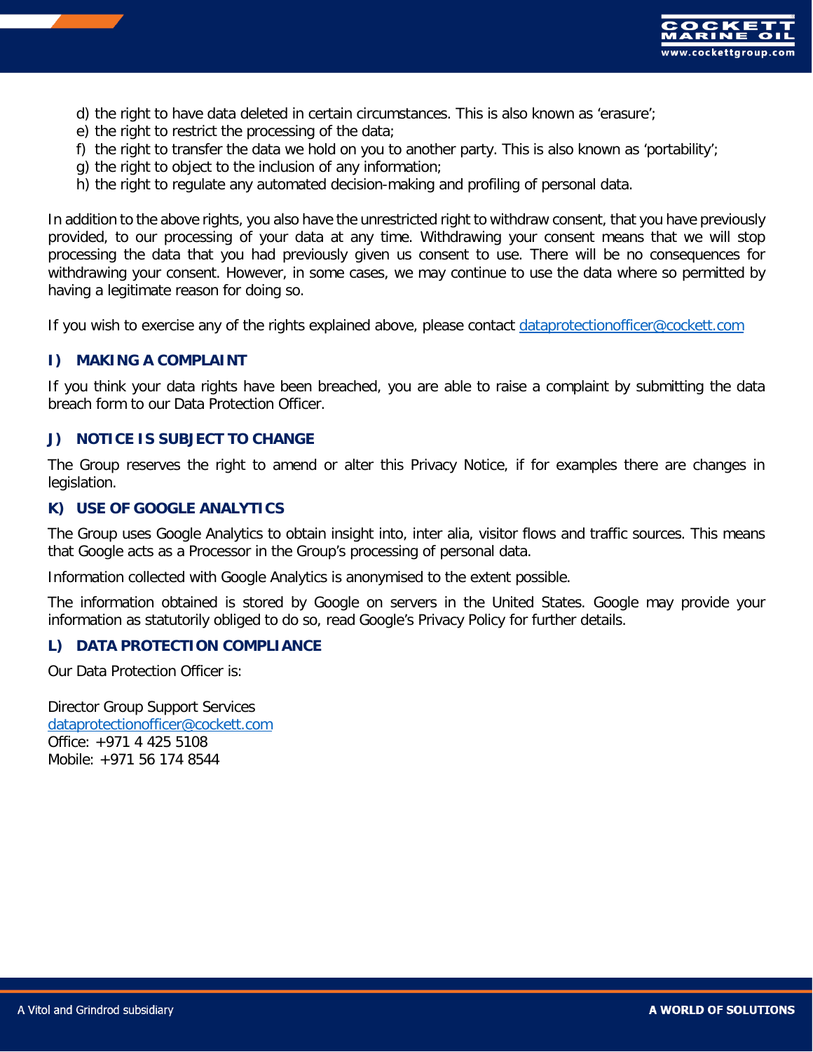d) the right to have data deleted in certain circumstances. This is also known as 'erasure';
e) the right to restrict the processing of the data;
f) the right to transfer the data we hold on you to another party. This is also known as 'portability';
g) the right to object to the inclusion of any information;
h) the right to regulate any automated decision-making and profiling of personal data.

In addition to the above rights, you also have the unrestricted right to withdraw consent, that you have previously provided, to our processing of your data at any time. Withdrawing your consent means that we will stop processing the data that you had previously given us consent to use. There will be no consequences for withdrawing your consent. However, in some cases, we may continue to use the data where so permitted by having a legitimate reason for doing so.

If you wish to exercise any of the rights explained above, please contact dataprotectionofficer@cockett.com

## I) MAKING A COMPLAINT

If you think your data rights have been breached, you are able to raise a complaint by submitting the data breach form to our Data Protection Officer.

## J) NOTICE IS SUBJECT TO CHANGE

The Group reserves the right to amend or alter this Privacy Notice, if for examples there are changes in legislation.

## K) USE OF GOOGLE ANALYTICS

The Group uses Google Analytics to obtain insight into, inter alia, visitor flows and traffic sources. This means that Google acts as a Processor in the Group's processing of personal data.

Information collected with Google Analytics is anonymised to the extent possible.

The information obtained is stored by Google on servers in the United States. Google may provide your information as statutorily obliged to do so, read Google's Privacy Policy for further details.

## L) DATA PROTECTION COMPLIANCE

Our Data Protection Officer is:

Director Group Support Services
dataprotectionofficer@cockett.com
Office: +971 4 425 5108
Mobile: +971 56 174 8544